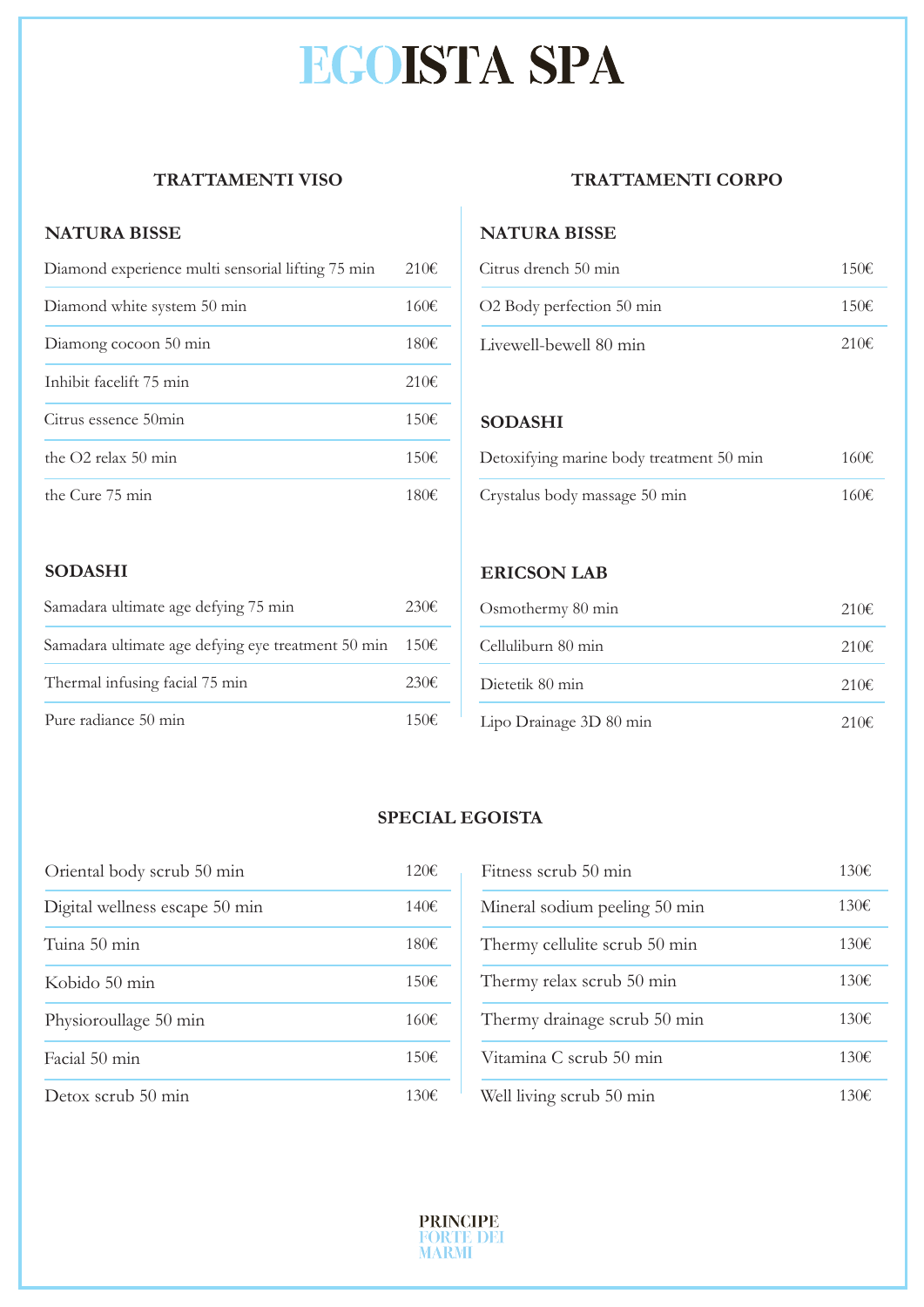# EGOISTA SPA

## TRATTAMENTI VISO

### NATURA BISSE

| Trattamento | Prezzo |
|---|---|
| Diamond experience multi sensorial lifting 75 min | 210€ |
| Diamond white system 50 min | 160€ |
| Diamong cocoon 50 min | 180€ |
| Inhibit facelift 75 min | 210€ |
| Citrus essence 50min | 150€ |
| the O2 relax 50 min | 150€ |
| the Cure 75 min | 180€ |

### SODASHI

| Trattamento | Prezzo |
|---|---|
| Samadara ultimate age defying 75 min | 230€ |
| Samadara ultimate age defying eye treatment 50 min | 150€ |
| Thermal infusing facial 75 min | 230€ |
| Pure radiance 50 min | 150€ |

## TRATTAMENTI CORPO

### NATURA BISSE

| Trattamento | Prezzo |
|---|---|
| Citrus drench 50 min | 150€ |
| O2 Body perfection 50 min | 150€ |
| Livewell-bewell 80 min | 210€ |

### SODASHI

| Trattamento | Prezzo |
|---|---|
| Detoxifying marine body treatment 50 min | 160€ |
| Crystalus body massage 50 min | 160€ |

### ERICSON LAB

| Trattamento | Prezzo |
|---|---|
| Osmothermy 80 min | 210€ |
| Celluliburn 80 min | 210€ |
| Dietetik 80 min | 210€ |
| Lipo Drainage 3D 80 min | 210€ |

## SPECIAL EGOISTA

| Trattamento | Prezzo |
|---|---|
| Oriental body scrub 50 min | 120€ |
| Digital wellness escape 50 min | 140€ |
| Tuina 50 min | 180€ |
| Kobido 50 min | 150€ |
| Physioroullage 50 min | 160€ |
| Facial 50 min | 150€ |
| Detox scrub 50 min | 130€ |
| Fitness scrub 50 min | 130€ |
| Mineral sodium peeling 50 min | 130€ |
| Thermy cellulite scrub 50 min | 130€ |
| Thermy relax scrub 50 min | 130€ |
| Thermy drainage scrub 50 min | 130€ |
| Vitamina C scrub 50 min | 130€ |
| Well living scrub 50 min | 130€ |

PRINCIPE
FORTE DEI
MARMI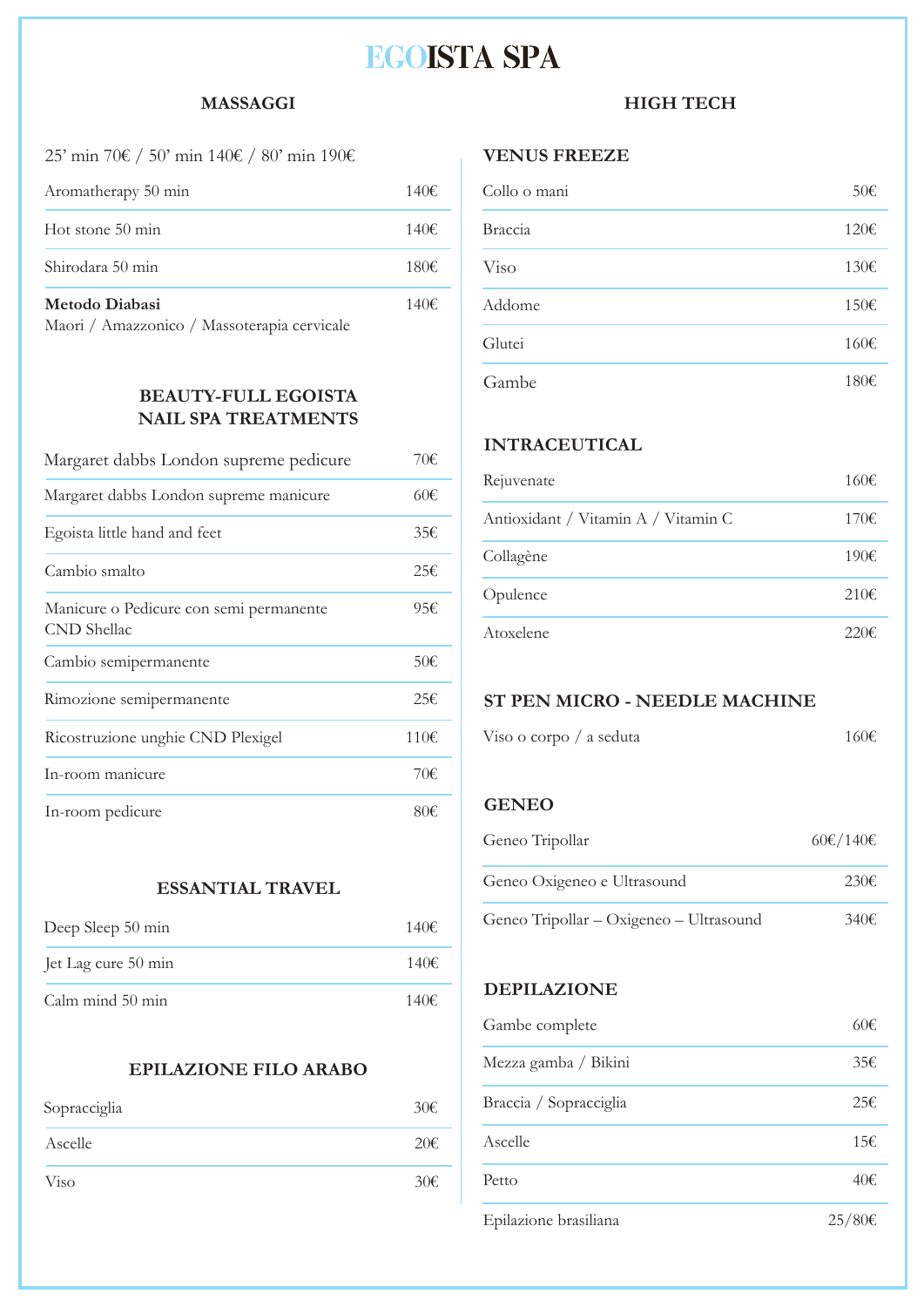# EGOISTA SPA

## MASSAGGI

25’ min 70€ / 50’ min 140€ / 80’ min 190€

| | |
|---|---|
| Aromatherapy 50 min | 140€ |
| Hot stone 50 min | 140€ |
| Shirodara 50 min | 180€ |
| **Metodo Diabasi**<br>Maori / Amazzonico / Massoterapia cervicale | 140€ |

## BEAUTY-FULL EGOISTA NAIL SPA TREATMENTS

| | |
|---|---|
| Margaret dabbs London supreme pedicure | 70€ |
| Margaret dabbs London supreme manicure | 60€ |
| Egoista little hand and feet | 35€ |
| Cambio smalto | 25€ |
| Manicure o Pedicure con semi permanente CND Shellac | 95€ |
| Cambio semipermanente | 50€ |
| Rimozione semipermanente | 25€ |
| Ricostruzione unghie CND Plexigel | 110€ |
| In-room manicure | 70€ |
| In-room pedicure | 80€ |

## ESSANTIAL TRAVEL

| | |
|---|---|
| Deep Sleep 50 min | 140€ |
| Jet Lag cure 50 min | 140€ |
| Calm mind 50 min | 140€ |

## EPILAZIONE FILO ARABO

| | |
|---|---|
| Sopracciglia | 30€ |
| Ascelle | 20€ |
| Viso | 30€ |

## HIGH TECH

### VENUS FREEZE

| | |
|---|---|
| Collo o mani | 50€ |
| Braccia | 120€ |
| Viso | 130€ |
| Addome | 150€ |
| Glutei | 160€ |
| Gambe | 180€ |

### INTRACEUTICAL

| | |
|---|---|
| Rejuvenate | 160€ |
| Antioxidant / Vitamin A / Vitamin C | 170€ |
| Collagène | 190€ |
| Opulence | 210€ |
| Atoxelene | 220€ |

### ST PEN MICRO - NEEDLE MACHINE

| | |
|---|---|
| Viso o corpo / a seduta | 160€ |

### GENEO

| | |
|---|---|
| Geneo Tripollar | 60€/140€ |
| Geneo Oxigeneo e Ultrasound | 230€ |
| Geneo Tripollar – Oxigeneo – Ultrasound | 340€ |

### DEPILAZIONE

| | |
|---|---|
| Gambe complete | 60€ |
| Mezza gamba / Bikini | 35€ |
| Braccia / Sopracciglia | 25€ |
| Ascelle | 15€ |
| Petto | 40€ |
| Epilazione brasiliana | 25/80€ |